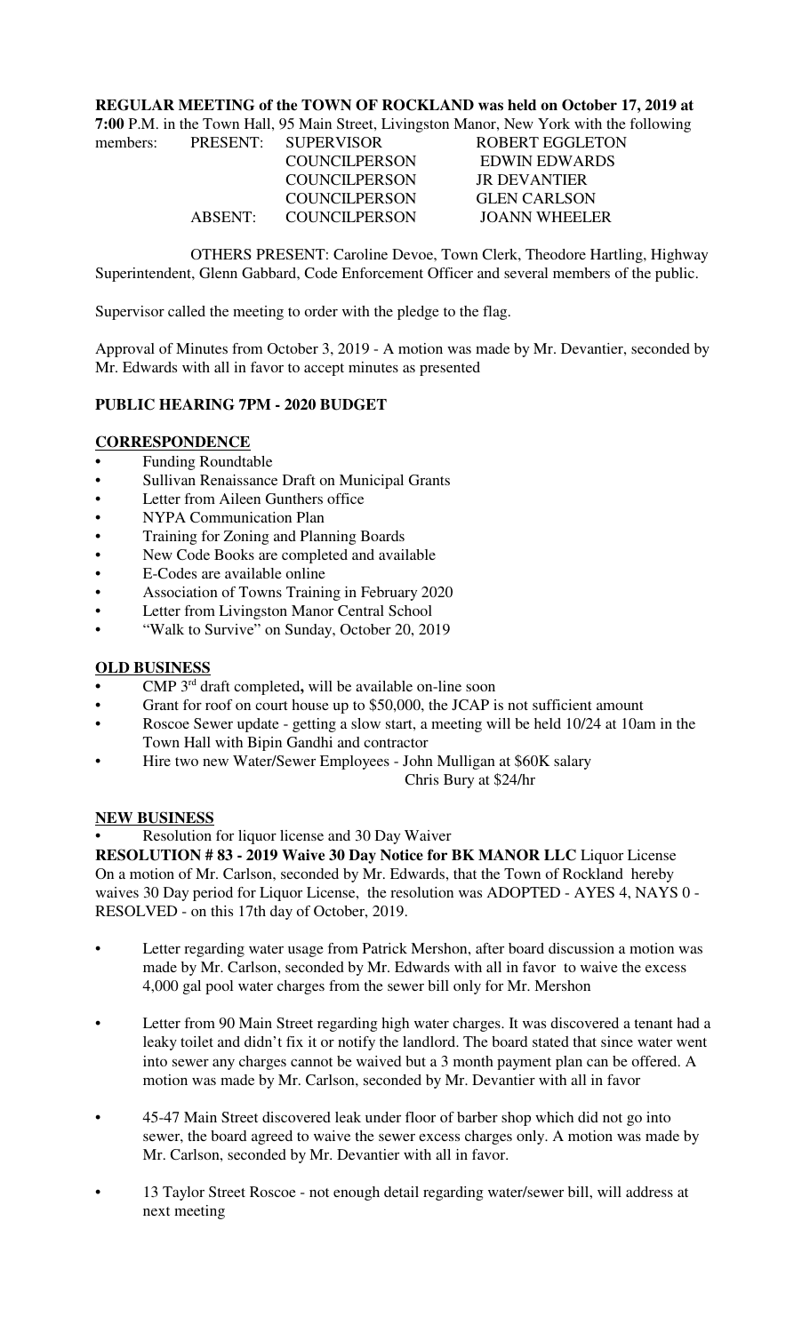**REGULAR MEETING of the TOWN OF ROCKLAND was held on October 17, 2019 at 7:00** P.M. in the Town Hall, 95 Main Street, Livingston Manor, New York with the following members:

| | | |
|---|---|---|
| PRESENT: | SUPERVISOR | ROBERT EGGLETON |
| | COUNCILPERSON | EDWIN EDWARDS |
| | COUNCILPERSON | JR DEVANTIER |
| | COUNCILPERSON | GLEN CARLSON |
| ABSENT: | COUNCILPERSON | JOANN WHEELER |

OTHERS PRESENT: Caroline Devoe, Town Clerk, Theodore Hartling, Highway Superintendent, Glenn Gabbard, Code Enforcement Officer and several members of the public.

Supervisor called the meeting to order with the pledge to the flag.

Approval of Minutes from October 3, 2019 - A motion was made by Mr. Devantier, seconded by Mr. Edwards with all in favor to accept minutes as presented

**PUBLIC HEARING 7PM - 2020 BUDGET**

**CORRESPONDENCE**

- Funding Roundtable
- Sullivan Renaissance Draft on Municipal Grants
- Letter from Aileen Gunthers office
- NYPA Communication Plan
- Training for Zoning and Planning Boards
- New Code Books are completed and available
- E-Codes are available online
- Association of Towns Training in February 2020
- Letter from Livingston Manor Central School
- "Walk to Survive" on Sunday, October 20, 2019

**OLD BUSINESS**

- CMP 3rd draft completed**,** will be available on-line soon
- Grant for roof on court house up to $50,000, the JCAP is not sufficient amount
- Roscoe Sewer update - getting a slow start, a meeting will be held 10/24 at 10am in the Town Hall with Bipin Gandhi and contractor
- Hire two new Water/Sewer Employees - John Mulligan at $60K salary
  Chris Bury at $24/hr

**NEW BUSINESS**

- Resolution for liquor license and 30 Day Waiver

**RESOLUTION # 83 - 2019 Waive 30 Day Notice for BK MANOR LLC** Liquor License
On a motion of Mr. Carlson, seconded by Mr. Edwards, that the Town of Rockland hereby waives 30 Day period for Liquor License, the resolution was ADOPTED - AYES 4, NAYS 0 - RESOLVED - on this 17th day of October, 2019.

- Letter regarding water usage from Patrick Mershon, after board discussion a motion was made by Mr. Carlson, seconded by Mr. Edwards with all in favor to waive the excess 4,000 gal pool water charges from the sewer bill only for Mr. Mershon
- Letter from 90 Main Street regarding high water charges. It was discovered a tenant had a leaky toilet and didn't fix it or notify the landlord. The board stated that since water went into sewer any charges cannot be waived but a 3 month payment plan can be offered. A motion was made by Mr. Carlson, seconded by Mr. Devantier with all in favor
- 45-47 Main Street discovered leak under floor of barber shop which did not go into sewer, the board agreed to waive the sewer excess charges only. A motion was made by Mr. Carlson, seconded by Mr. Devantier with all in favor.
- 13 Taylor Street Roscoe - not enough detail regarding water/sewer bill, will address at next meeting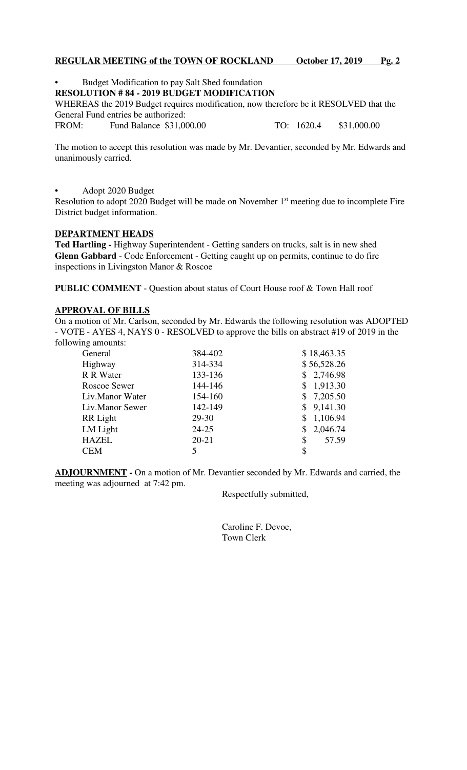• Budget Modification to pay Salt Shed foundation

**RESOLUTION # 84 - 2019 BUDGET MODIFICATION**

WHEREAS the 2019 Budget requires modification, now therefore be it RESOLVED that the General Fund entries be authorized:

FROM: Fund Balance $31,000.00 TO: 1620.4 $31,000.00

The motion to accept this resolution was made by Mr. Devantier, seconded by Mr. Edwards and unanimously carried.

• Adopt 2020 Budget

Resolution to adopt 2020 Budget will be made on November 1st meeting due to incomplete Fire District budget information.

## DEPARTMENT HEADS

**Ted Hartling -** Highway Superintendent - Getting sanders on trucks, salt is in new shed

**Glenn Gabbard** - Code Enforcement - Getting caught up on permits, continue to do fire inspections in Livingston Manor & Roscoe

**PUBLIC COMMENT** - Question about status of Court House roof & Town Hall roof

## APPROVAL OF BILLS

On a motion of Mr. Carlson, seconded by Mr. Edwards the following resolution was ADOPTED - VOTE - AYES 4, NAYS 0 - RESOLVED to approve the bills on abstract #19 of 2019 in the following amounts:

| | | |
|---|---|---|
| General | 384-402 | $ 18,463.35 |
| Highway | 314-334 | $ 56,528.26 |
| R R Water | 133-136 | $ 2,746.98 |
| Roscoe Sewer | 144-146 | $ 1,913.30 |
| Liv.Manor Water | 154-160 | $ 7,205.50 |
| Liv.Manor Sewer | 142-149 | $ 9,141.30 |
| RR Light | 29-30 | $ 1,106.94 |
| LM Light | 24-25 | $ 2,046.74 |
| HAZEL | 20-21 | $ 57.59 |
| CEM | 5 | $ |

**ADJOURNMENT -** On a motion of Mr. Devantier seconded by Mr. Edwards and carried, the meeting was adjourned at 7:42 pm.

Respectfully submitted,

Caroline F. Devoe,
Town Clerk